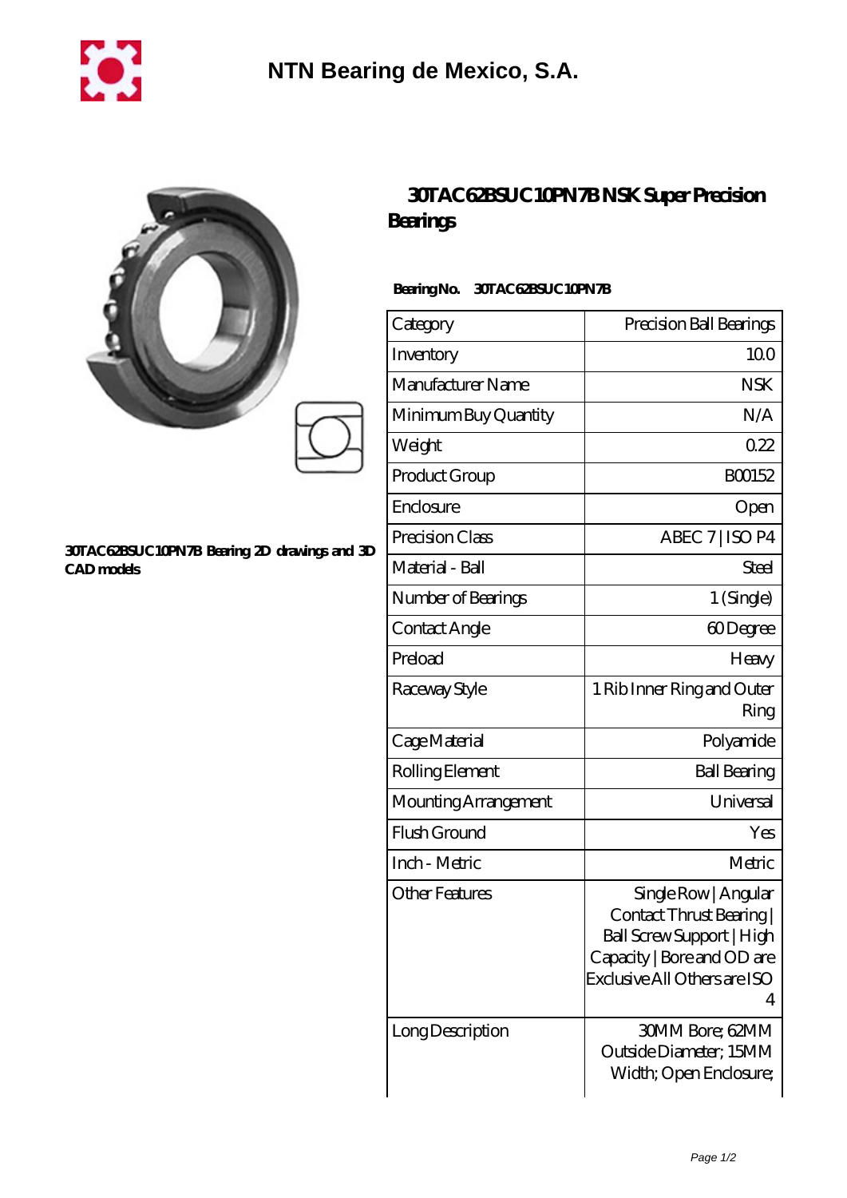# NTN Bearing de Mexico, S.A.

## 30TAC62BSUC10PN7B NSK Super Precision Bearings

30TAC62BSUC10PN7B Bearing 2D drawings and 3D CAD models

**Bearing No.** 30TAC62BSUC10PN7B

| Category | Precision Ball Bearings |
|---|---|
| Inventory | 10.0 |
| Manufacturer Name | NSK |
| Minimum Buy Quantity | N/A |
| Weight | 0.22 |
| Product Group | B00152 |
| Enclosure | Open |
| Precision Class | ABEC 7 \| ISO P4 |
| Material - Ball | Steel |
| Number of Bearings | 1 (Single) |
| Contact Angle | 60 Degree |
| Preload | Heavy |
| Raceway Style | 1 Rib Inner Ring and Outer Ring |
| Cage Material | Polyamide |
| Rolling Element | Ball Bearing |
| Mounting Arrangement | Universal |
| Flush Ground | Yes |
| Inch - Metric | Metric |
| Other Features | Single Row \| Angular Contact Thrust Bearing \| Ball Screw Support \| High Capacity \| Bore and OD are Exclusive All Others are ISO 4 |
| Long Description | 30MM Bore; 62MM Outside Diameter; 15MM Width; Open Enclosure; |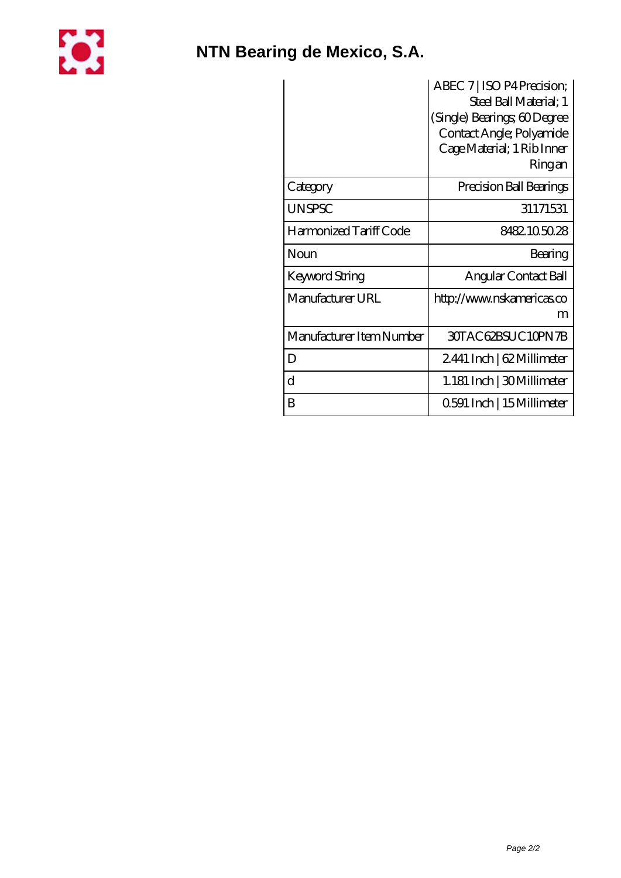| | |
|---|---|
| | ABEC 7 \| ISO P4 Precision; Steel Ball Material; 1 (Single) Bearings; 60 Degree Contact Angle; Polyamide Cage Material; 1 Rib Inner Ring an |
| Category | Precision Ball Bearings |
| UNSPSC | 31171531 |
| Harmonized Tariff Code | 8482.10.50.28 |
| Noun | Bearing |
| Keyword String | Angular Contact Ball |
| Manufacturer URL | http://www.nskamericas.com |
| Manufacturer Item Number | 30TAC62BSUC10PN7B |
| D | 2.441 Inch \| 62 Millimeter |
| d | 1.181 Inch \| 30 Millimeter |
| B | 0.591 Inch \| 15 Millimeter |